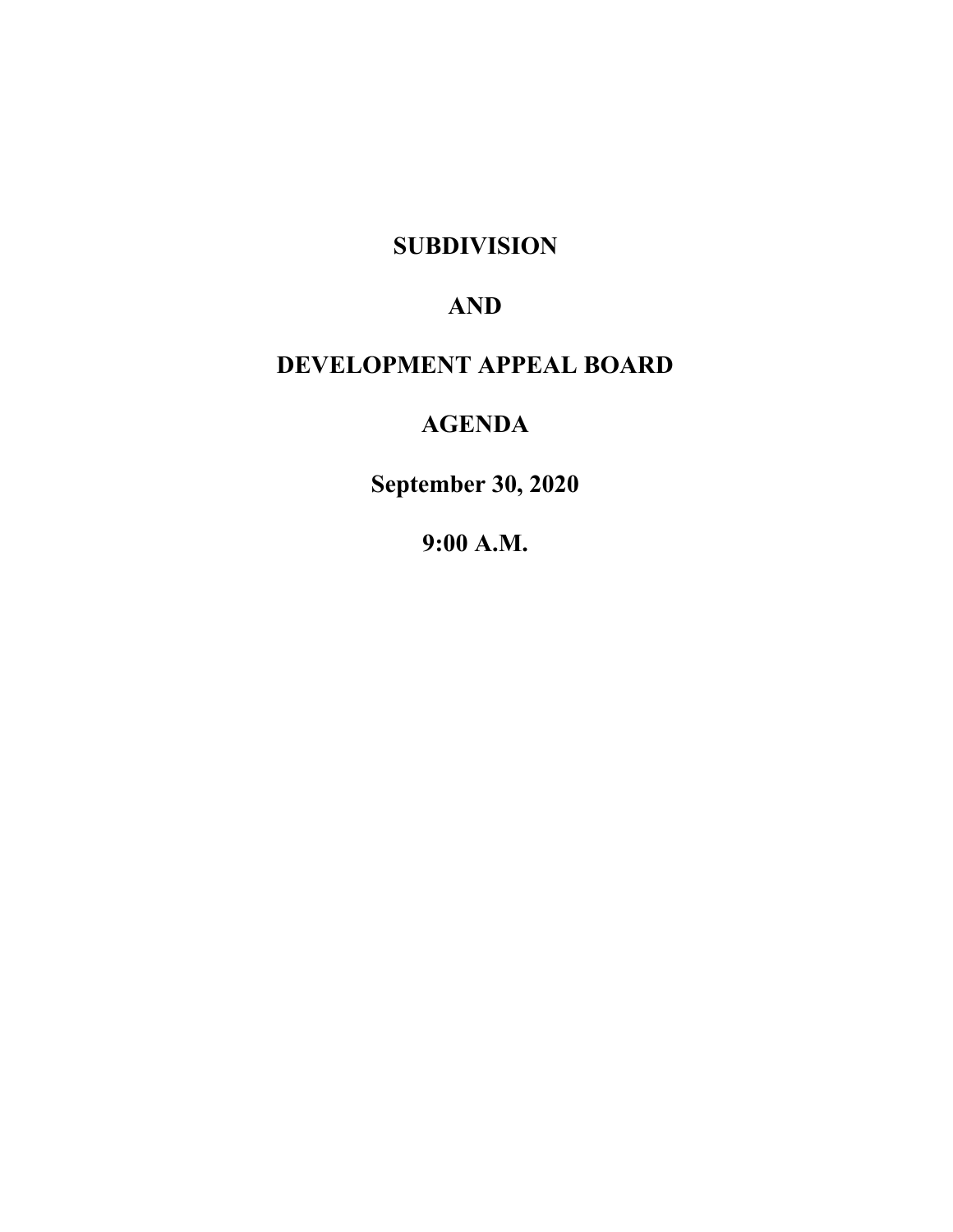# SUBDIVISION

# AND

# DEVELOPMENT APPEAL BOARD

# AGENDA

# September 30, 2020

# 9:00 A.M.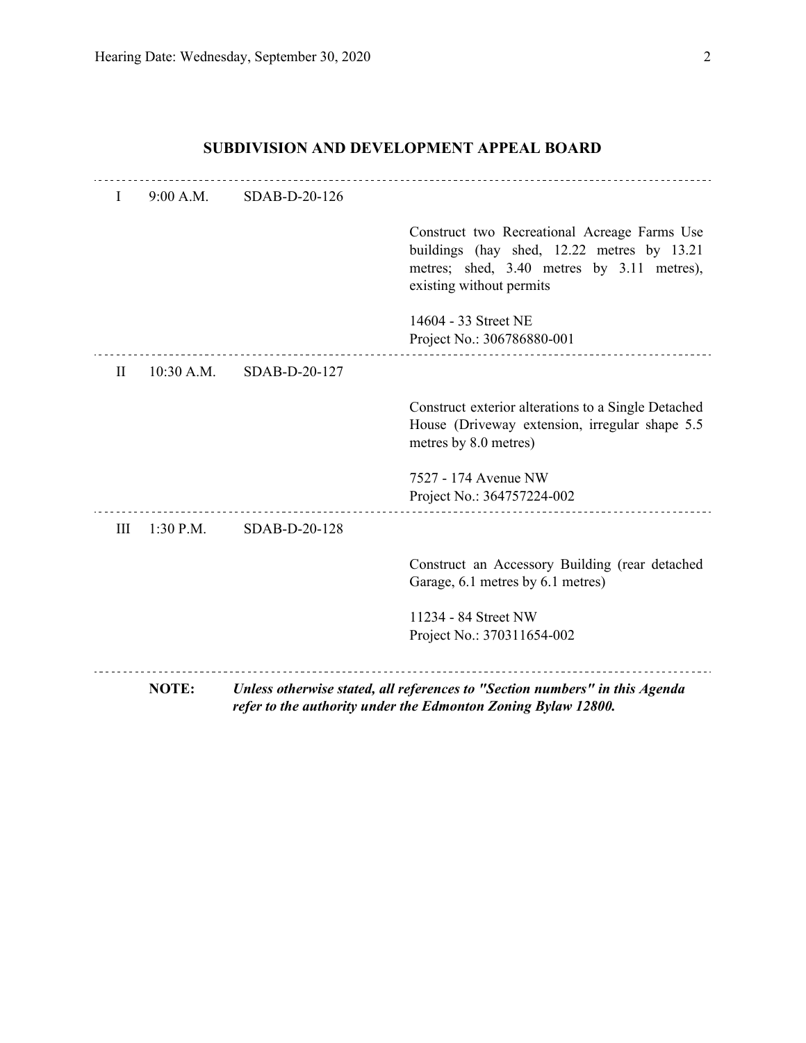## SUBDIVISION AND DEVELOPMENT APPEAL BOARD

---

I 9:00 A.M. SDAB-D-20-126

Construct two Recreational Acreage Farms Use buildings (hay shed, 12.22 metres by 13.21 metres; shed, 3.40 metres by 3.11 metres), existing without permits

14604 - 33 Street NE
Project No.: 306786880-001

---

II 10:30 A.M. SDAB-D-20-127

Construct exterior alterations to a Single Detached House (Driveway extension, irregular shape 5.5 metres by 8.0 metres)

7527 - 174 Avenue NW
Project No.: 364757224-002

---

III 1:30 P.M. SDAB-D-20-128

Construct an Accessory Building (rear detached Garage, 6.1 metres by 6.1 metres)

11234 - 84 Street NW
Project No.: 370311654-002

---

**NOTE:** ***Unless otherwise stated, all references to "Section numbers" in this Agenda refer to the authority under the Edmonton Zoning Bylaw 12800.***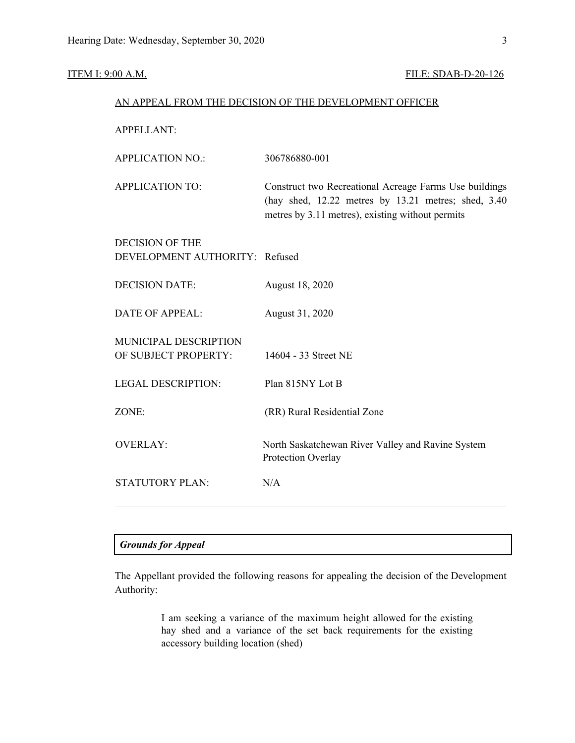ITEM I: 9:00 A.M. FILE: SDAB-D-20-126

AN APPEAL FROM THE DECISION OF THE DEVELOPMENT OFFICER

| | |
|---|---|
| APPELLANT: | |
| APPLICATION NO.: | 306786880-001 |
| APPLICATION TO: | Construct two Recreational Acreage Farms Use buildings (hay shed, 12.22 metres by 13.21 metres; shed, 3.40 metres by 3.11 metres), existing without permits |
| DECISION OF THE DEVELOPMENT AUTHORITY: | Refused |
| DECISION DATE: | August 18, 2020 |
| DATE OF APPEAL: | August 31, 2020 |
| MUNICIPAL DESCRIPTION OF SUBJECT PROPERTY: | 14604 - 33 Street NE |
| LEGAL DESCRIPTION: | Plan 815NY Lot B |
| ZONE: | (RR) Rural Residential Zone |
| OVERLAY: | North Saskatchewan River Valley and Ravine System Protection Overlay |
| STATUTORY PLAN: | N/A |

---

***Grounds for Appeal***

The Appellant provided the following reasons for appealing the decision of the Development Authority:

> I am seeking a variance of the maximum height allowed for the existing hay shed and a variance of the set back requirements for the existing accessory building location (shed)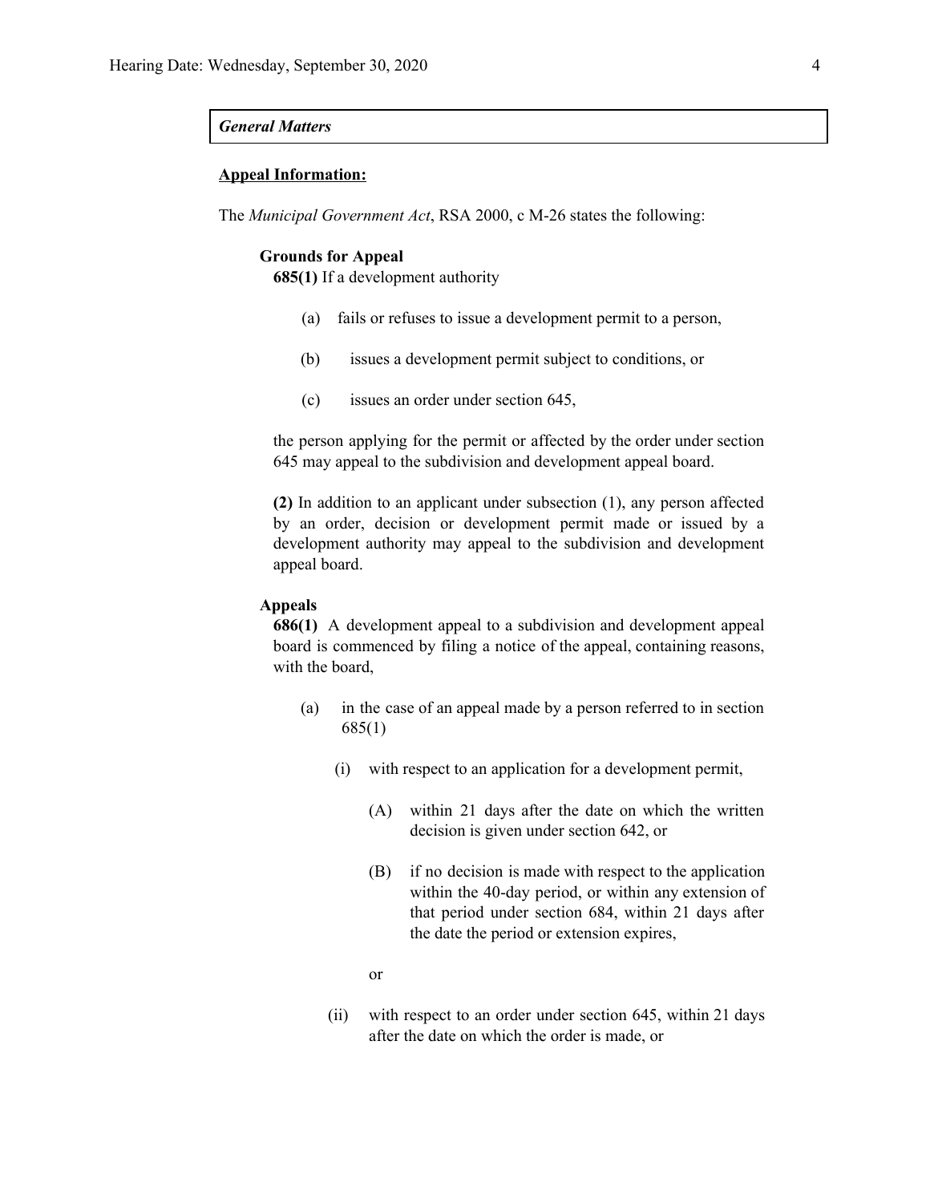*General Matters*

**Appeal Information:**

The *Municipal Government Act*, RSA 2000, c M-26 states the following:

**Grounds for Appeal**

**685(1)** If a development authority

(a) fails or refuses to issue a development permit to a person,

(b) issues a development permit subject to conditions, or

(c) issues an order under section 645,

the person applying for the permit or affected by the order under section 645 may appeal to the subdivision and development appeal board.

**(2)** In addition to an applicant under subsection (1), any person affected by an order, decision or development permit made or issued by a development authority may appeal to the subdivision and development appeal board.

**Appeals**

**686(1)** A development appeal to a subdivision and development appeal board is commenced by filing a notice of the appeal, containing reasons, with the board,

(a) in the case of an appeal made by a person referred to in section 685(1)

(i) with respect to an application for a development permit,

(A) within 21 days after the date on which the written decision is given under section 642, or

(B) if no decision is made with respect to the application within the 40-day period, or within any extension of that period under section 684, within 21 days after the date the period or extension expires,

or

(ii) with respect to an order under section 645, within 21 days after the date on which the order is made, or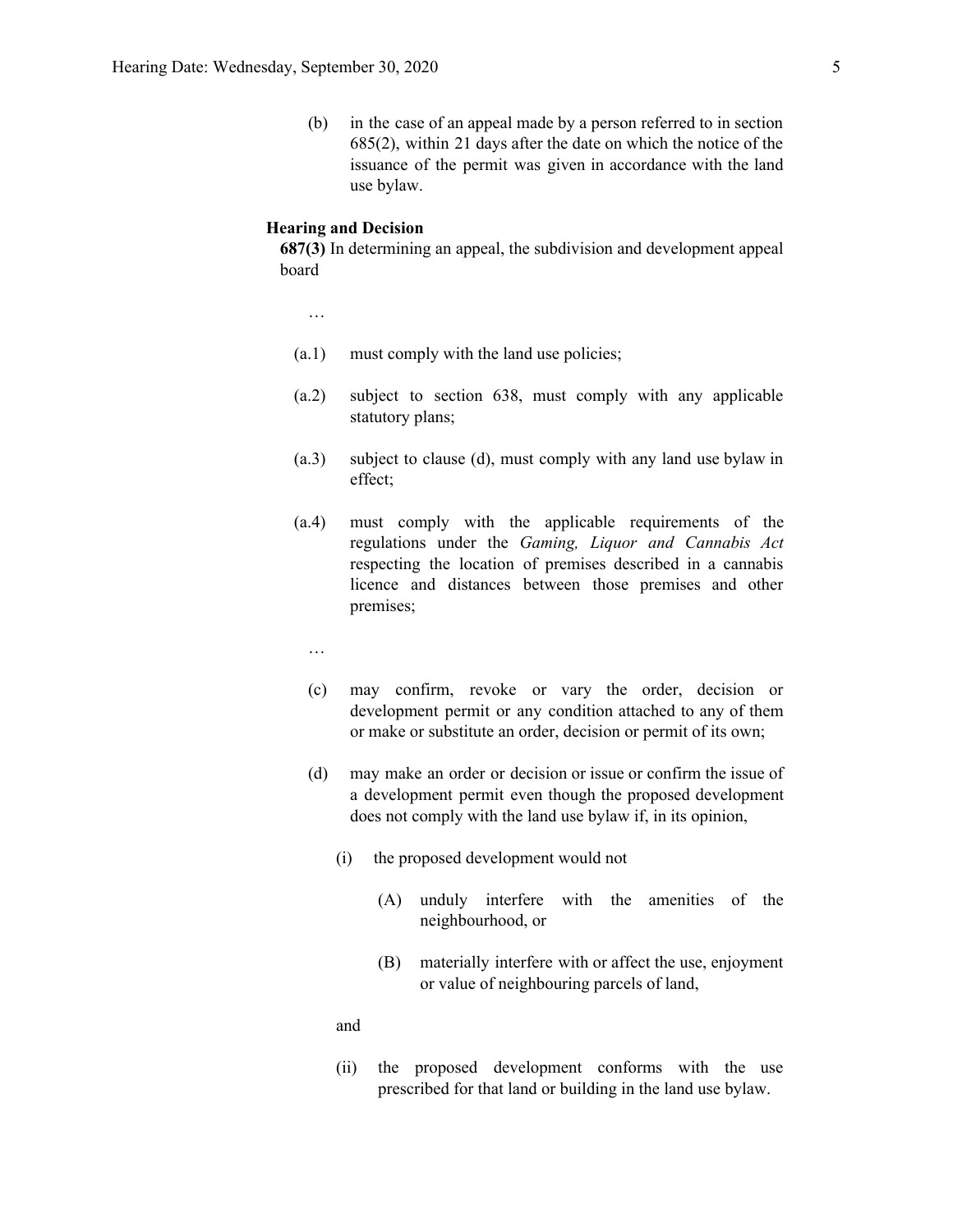(b) in the case of an appeal made by a person referred to in section 685(2), within 21 days after the date on which the notice of the issuance of the permit was given in accordance with the land use bylaw.

**Hearing and Decision**

**687(3)** In determining an appeal, the subdivision and development appeal board

…

(a.1) must comply with the land use policies;

(a.2) subject to section 638, must comply with any applicable statutory plans;

(a.3) subject to clause (d), must comply with any land use bylaw in effect;

(a.4) must comply with the applicable requirements of the regulations under the *Gaming, Liquor and Cannabis Act* respecting the location of premises described in a cannabis licence and distances between those premises and other premises;

…

(c) may confirm, revoke or vary the order, decision or development permit or any condition attached to any of them or make or substitute an order, decision or permit of its own;

(d) may make an order or decision or issue or confirm the issue of a development permit even though the proposed development does not comply with the land use bylaw if, in its opinion,

(i) the proposed development would not

(A) unduly interfere with the amenities of the neighbourhood, or

(B) materially interfere with or affect the use, enjoyment or value of neighbouring parcels of land,

and

(ii) the proposed development conforms with the use prescribed for that land or building in the land use bylaw.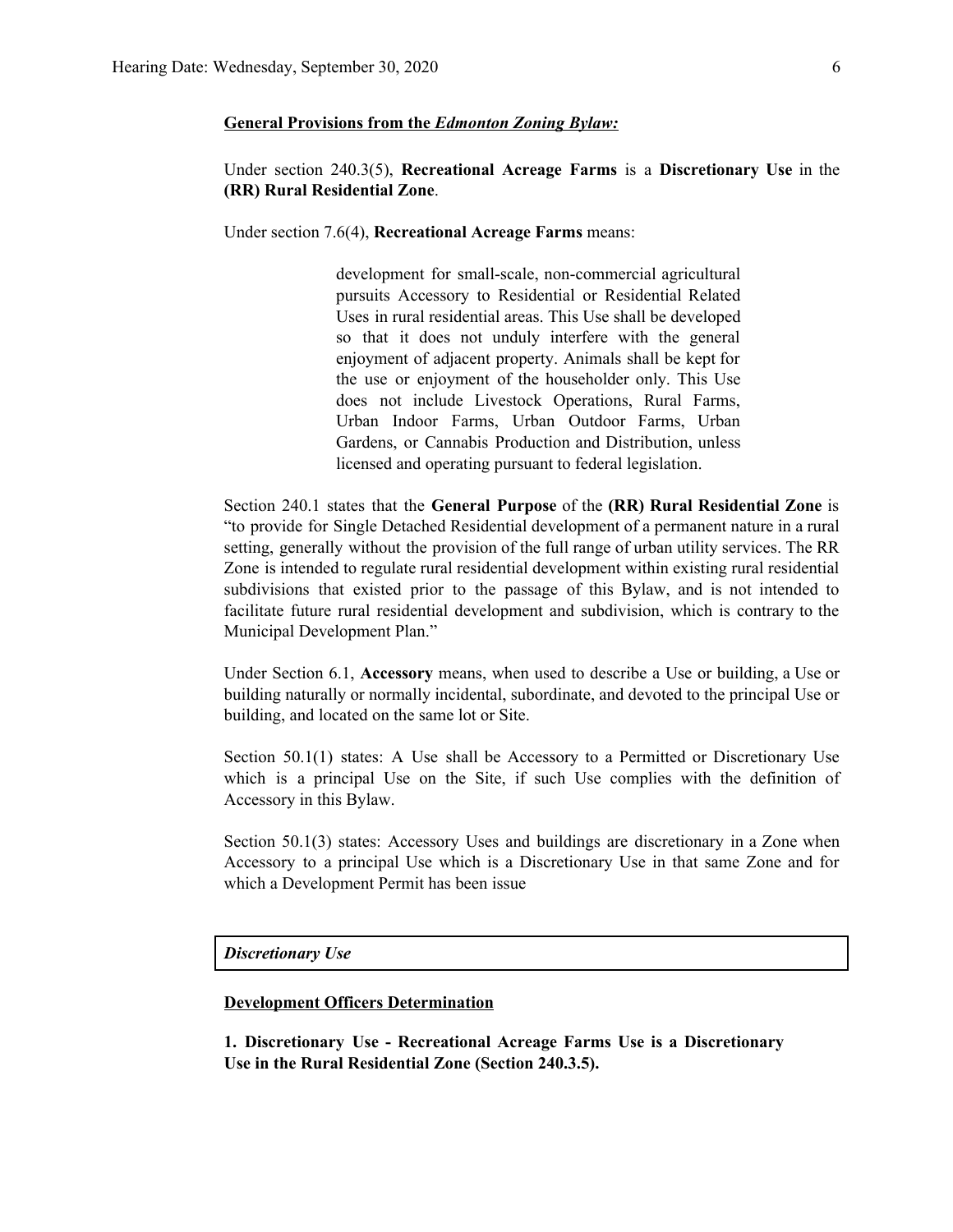**General Provisions from the *Edmonton Zoning Bylaw:***

Under section 240.3(5), **Recreational Acreage Farms** is a **Discretionary Use** in the **(RR) Rural Residential Zone**.

Under section 7.6(4), **Recreational Acreage Farms** means:

> development for small-scale, non-commercial agricultural pursuits Accessory to Residential or Residential Related Uses in rural residential areas. This Use shall be developed so that it does not unduly interfere with the general enjoyment of adjacent property. Animals shall be kept for the use or enjoyment of the householder only. This Use does not include Livestock Operations, Rural Farms, Urban Indoor Farms, Urban Outdoor Farms, Urban Gardens, or Cannabis Production and Distribution, unless licensed and operating pursuant to federal legislation.

Section 240.1 states that the **General Purpose** of the **(RR) Rural Residential Zone** is "to provide for Single Detached Residential development of a permanent nature in a rural setting, generally without the provision of the full range of urban utility services. The RR Zone is intended to regulate rural residential development within existing rural residential subdivisions that existed prior to the passage of this Bylaw, and is not intended to facilitate future rural residential development and subdivision, which is contrary to the Municipal Development Plan."

Under Section 6.1, **Accessory** means, when used to describe a Use or building, a Use or building naturally or normally incidental, subordinate, and devoted to the principal Use or building, and located on the same lot or Site.

Section 50.1(1) states: A Use shall be Accessory to a Permitted or Discretionary Use which is a principal Use on the Site, if such Use complies with the definition of Accessory in this Bylaw.

Section 50.1(3) states: Accessory Uses and buildings are discretionary in a Zone when Accessory to a principal Use which is a Discretionary Use in that same Zone and for which a Development Permit has been issue

| *Discretionary Use* |
|---|

**Development Officers Determination**

**1. Discretionary Use - Recreational Acreage Farms Use is a Discretionary Use in the Rural Residential Zone (Section 240.3.5).**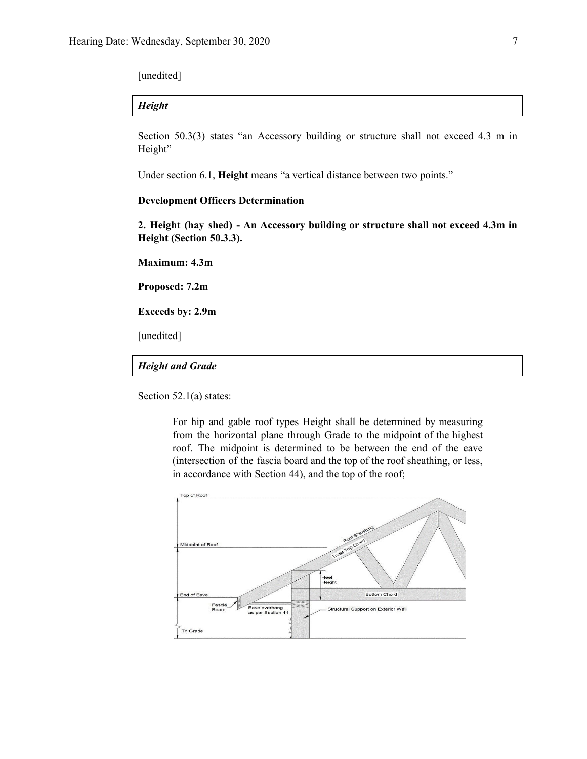[unedited]

***Height***

Section 50.3(3) states "an Accessory building or structure shall not exceed 4.3 m in Height"

Under section 6.1, **Height** means "a vertical distance between two points."

**Development Officers Determination**

**2. Height (hay shed) - An Accessory building or structure shall not exceed 4.3m in Height (Section 50.3.3).**

**Maximum: 4.3m**

**Proposed: 7.2m**

**Exceeds by: 2.9m**

[unedited]

***Height and Grade***

Section 52.1(a) states:

> For hip and gable roof types Height shall be determined by measuring from the horizontal plane through Grade to the midpoint of the highest roof. The midpoint is determined to be between the end of the eave (intersection of the fascia board and the top of the roof sheathing, or less, in accordance with Section 44), and the top of the roof;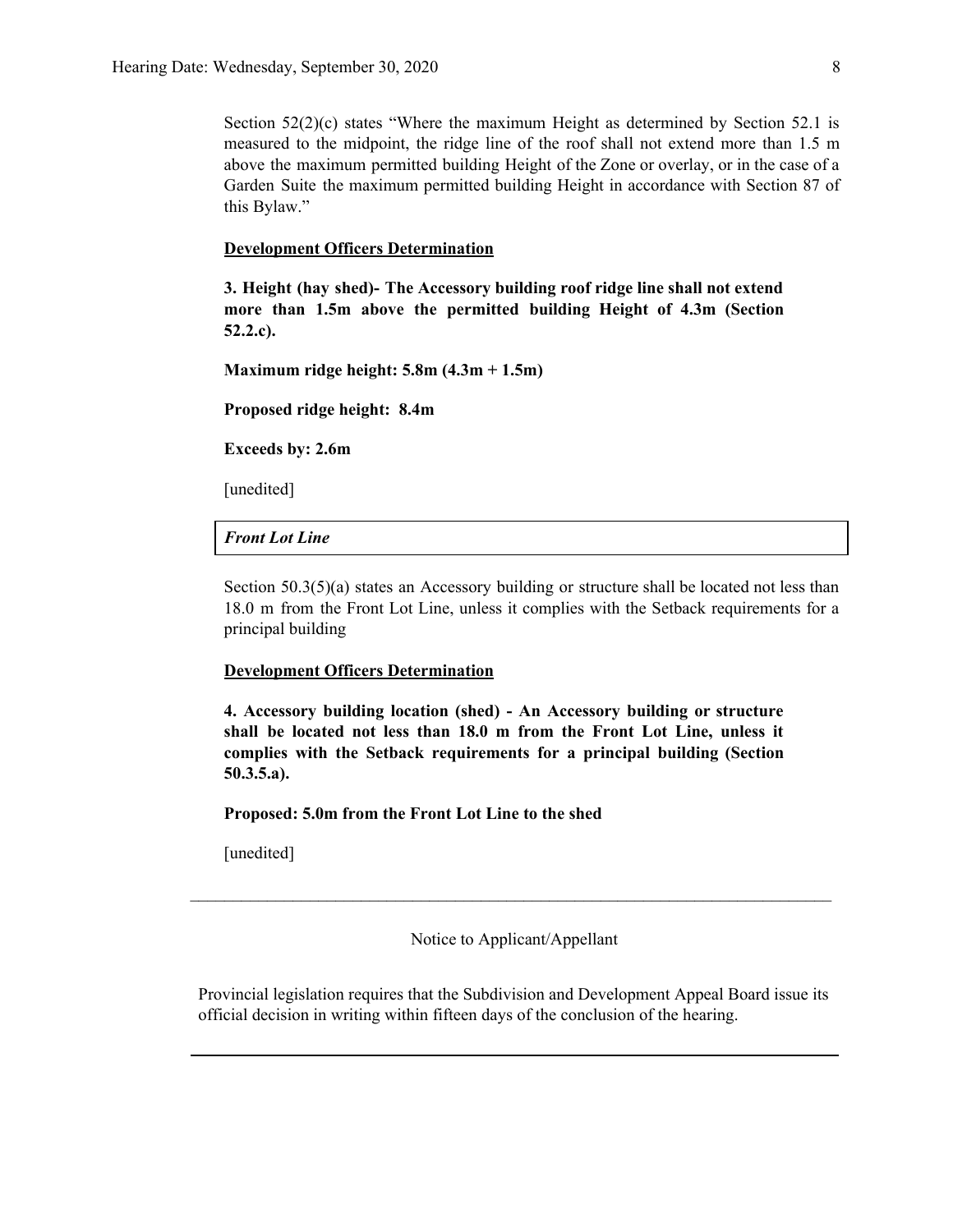Section 52(2)(c) states "Where the maximum Height as determined by Section 52.1 is measured to the midpoint, the ridge line of the roof shall not extend more than 1.5 m above the maximum permitted building Height of the Zone or overlay, or in the case of a Garden Suite the maximum permitted building Height in accordance with Section 87 of this Bylaw."

**Development Officers Determination**

**3. Height (hay shed)- The Accessory building roof ridge line shall not extend more than 1.5m above the permitted building Height of 4.3m (Section 52.2.c).**

**Maximum ridge height: 5.8m (4.3m + 1.5m)**

**Proposed ridge height: 8.4m**

**Exceeds by: 2.6m**

[unedited]

***Front Lot Line***

Section 50.3(5)(a) states an Accessory building or structure shall be located not less than 18.0 m from the Front Lot Line, unless it complies with the Setback requirements for a principal building

**Development Officers Determination**

**4. Accessory building location (shed) - An Accessory building or structure shall be located not less than 18.0 m from the Front Lot Line, unless it complies with the Setback requirements for a principal building (Section 50.3.5.a).**

**Proposed: 5.0m from the Front Lot Line to the shed**

[unedited]

---

Notice to Applicant/Appellant

Provincial legislation requires that the Subdivision and Development Appeal Board issue its official decision in writing within fifteen days of the conclusion of the hearing.

---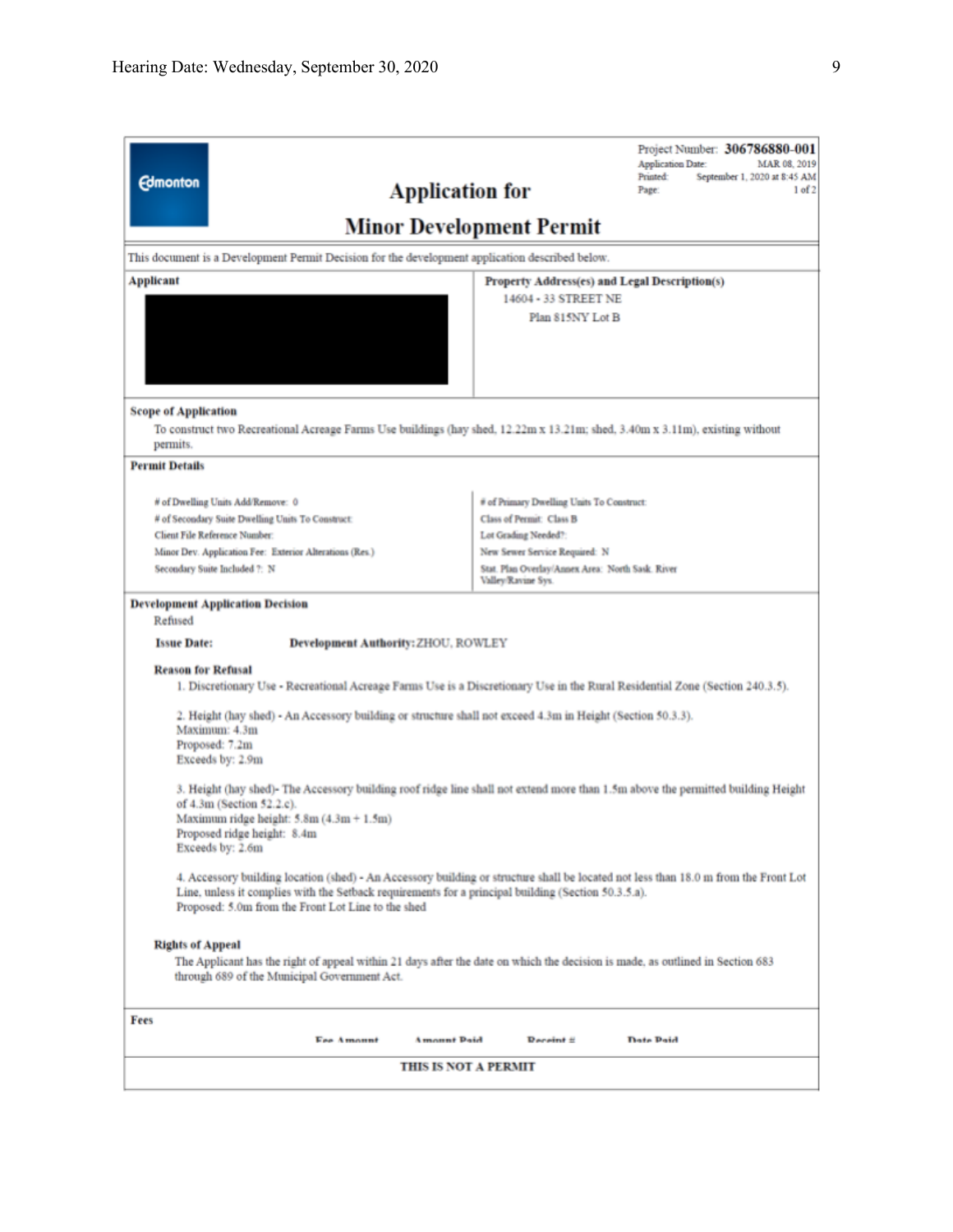Edmonton

# Application for Minor Development Permit

Project Number: **306786880-001**
Application Date: MAR 08, 2019
Printed: September 1, 2020 at 8:45 AM

This document is a Development Permit Decision for the development application described below.

**Applicant**

**Property Address(es) and Legal Description(s)**
14604 - 33 STREET NE
Plan 815NY Lot B

**Scope of Application**

To construct two Recreational Acreage Farms Use buildings (hay shed, 12.22m x 13.21m; shed, 3.40m x 3.11m), existing without permits.

**Permit Details**

| | |
|---|---|
| # of Dwelling Units Add/Remove: 0 | # of Primary Dwelling Units To Construct: |
| # of Secondary Suite Dwelling Units To Construct: | Class of Permit: Class B |
| Client File Reference Number: | Lot Grading Needed?: |
| Minor Dev. Application Fee: Exterior Alterations (Res.) | New Sewer Service Required: N |
| Secondary Suite Included ?: N | Stat. Plan Overlay/Annex Area: North Sask. River Valley/Ravine Sys. |

**Development Application Decision**

Refused

**Issue Date:** **Development Authority:** ZHOU, ROWLEY

**Reason for Refusal**

1. Discretionary Use - Recreational Acreage Farms Use is a Discretionary Use in the Rural Residential Zone (Section 240.3.5).

2. Height (hay shed) - An Accessory building or structure shall not exceed 4.3m in Height (Section 50.3.3).
Maximum: 4.3m
Proposed: 7.2m
Exceeds by: 2.9m

3. Height (hay shed)- The Accessory building roof ridge line shall not extend more than 1.5m above the permitted building Height of 4.3m (Section 52.2.c).
Maximum ridge height: 5.8m (4.3m + 1.5m)
Proposed ridge height: 8.4m
Exceeds by: 2.6m

4. Accessory building location (shed) - An Accessory building or structure shall be located not less than 18.0 m from the Front Lot Line, unless it complies with the Setback requirements for a principal building (Section 50.3.5.a).
Proposed: 5.0m from the Front Lot Line to the shed

**Rights of Appeal**

The Applicant has the right of appeal within 21 days after the date on which the decision is made, as outlined in Section 683 through 689 of the Municipal Government Act.

**Fees**

| Fee Amount | Amount Paid | Receipt # | Date Paid |
|---|---|---|---|

**THIS IS NOT A PERMIT**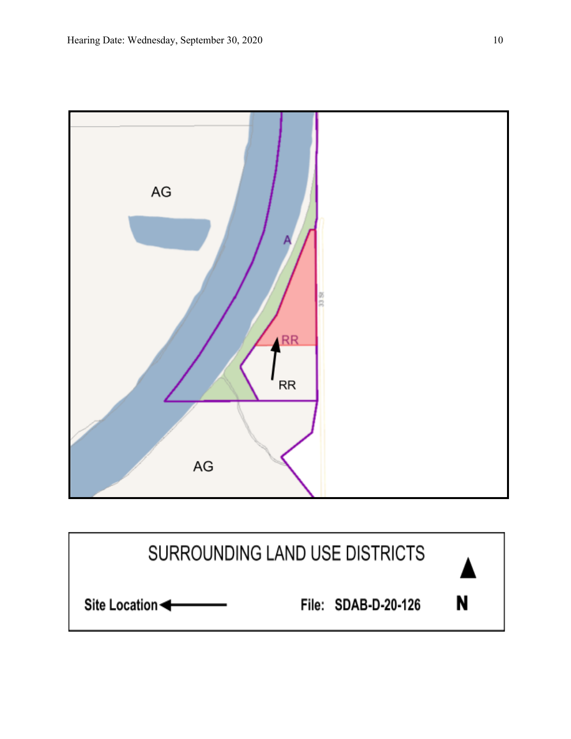AG

A

RR

RR

33 St

AG

SURROUNDING LAND USE DISTRICTS

Site Location ←

File: SDAB-D-20-126

N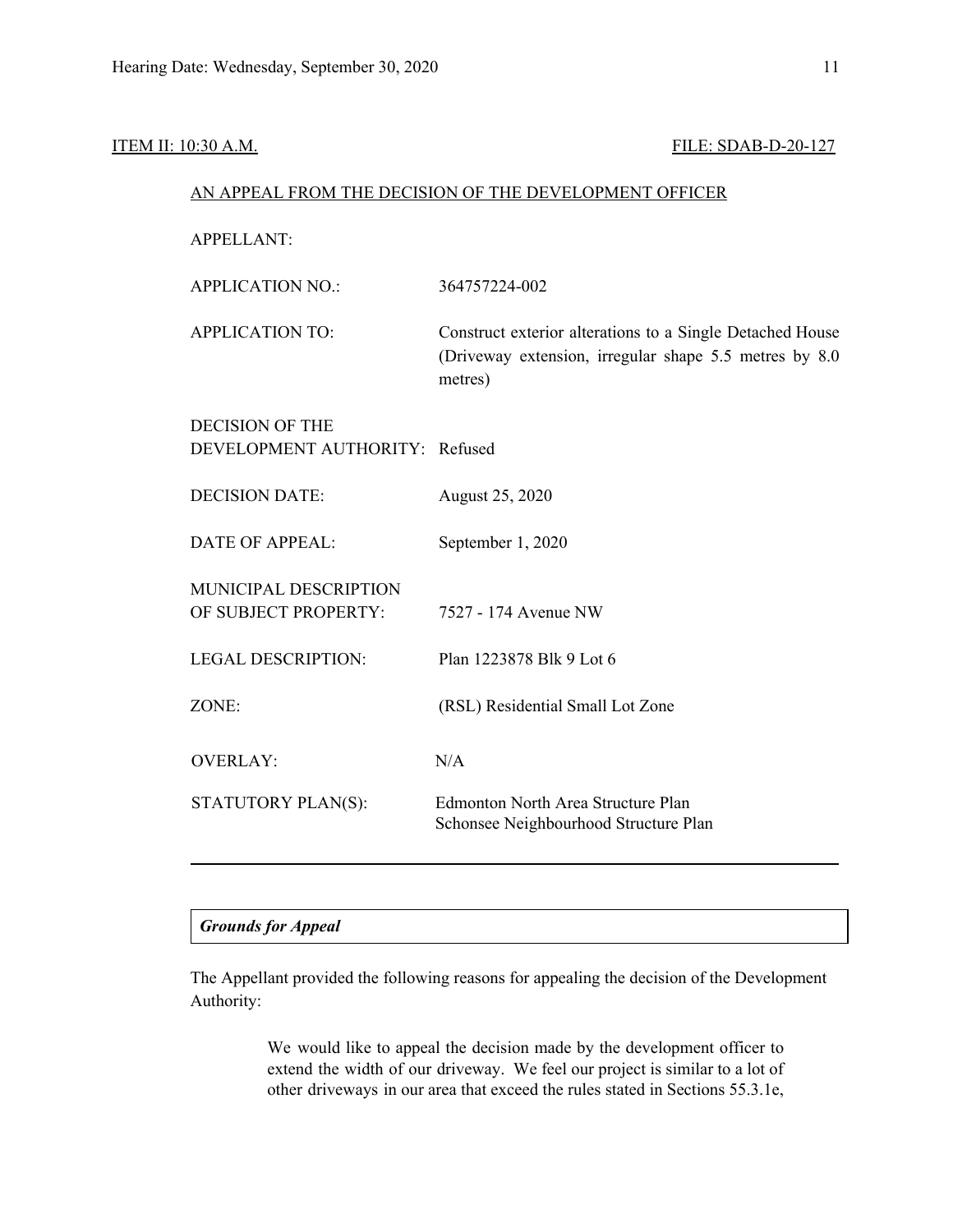ITEM II: 10:30 A.M. FILE: SDAB-D-20-127

AN APPEAL FROM THE DECISION OF THE DEVELOPMENT OFFICER

| | |
|---|---|
| APPELLANT: | |
| APPLICATION NO.: | 364757224-002 |
| APPLICATION TO: | Construct exterior alterations to a Single Detached House (Driveway extension, irregular shape 5.5 metres by 8.0 metres) |
| DECISION OF THE DEVELOPMENT AUTHORITY: | Refused |
| DECISION DATE: | August 25, 2020 |
| DATE OF APPEAL: | September 1, 2020 |
| MUNICIPAL DESCRIPTION OF SUBJECT PROPERTY: | 7527 - 174 Avenue NW |
| LEGAL DESCRIPTION: | Plan 1223878 Blk 9 Lot 6 |
| ZONE: | (RSL) Residential Small Lot Zone |
| OVERLAY: | N/A |
| STATUTORY PLAN(S): | Edmonton North Area Structure Plan<br>Schonsee Neighbourhood Structure Plan |

---

***Grounds for Appeal***

The Appellant provided the following reasons for appealing the decision of the Development Authority:

> We would like to appeal the decision made by the development officer to extend the width of our driveway. We feel our project is similar to a lot of other driveways in our area that exceed the rules stated in Sections 55.3.1e,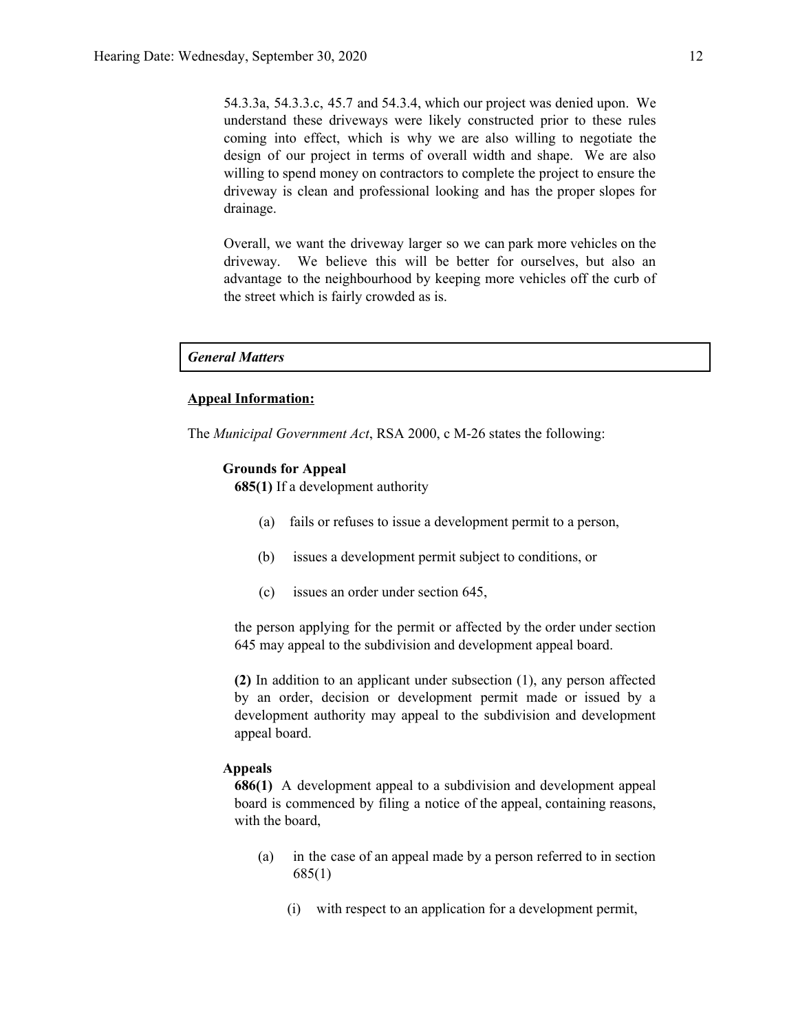54.3.3a, 54.3.3.c, 45.7 and 54.3.4, which our project was denied upon. We understand these driveways were likely constructed prior to these rules coming into effect, which is why we are also willing to negotiate the design of our project in terms of overall width and shape. We are also willing to spend money on contractors to complete the project to ensure the driveway is clean and professional looking and has the proper slopes for drainage.

Overall, we want the driveway larger so we can park more vehicles on the driveway. We believe this will be better for ourselves, but also an advantage to the neighbourhood by keeping more vehicles off the curb of the street which is fairly crowded as is.

***General Matters***

**Appeal Information:**

The *Municipal Government Act*, RSA 2000, c M-26 states the following:

**Grounds for Appeal**

**685(1)** If a development authority

(a) fails or refuses to issue a development permit to a person,

(b) issues a development permit subject to conditions, or

(c) issues an order under section 645,

the person applying for the permit or affected by the order under section 645 may appeal to the subdivision and development appeal board.

**(2)** In addition to an applicant under subsection (1), any person affected by an order, decision or development permit made or issued by a development authority may appeal to the subdivision and development appeal board.

**Appeals**

**686(1)** A development appeal to a subdivision and development appeal board is commenced by filing a notice of the appeal, containing reasons, with the board,

(a) in the case of an appeal made by a person referred to in section 685(1)

(i) with respect to an application for a development permit,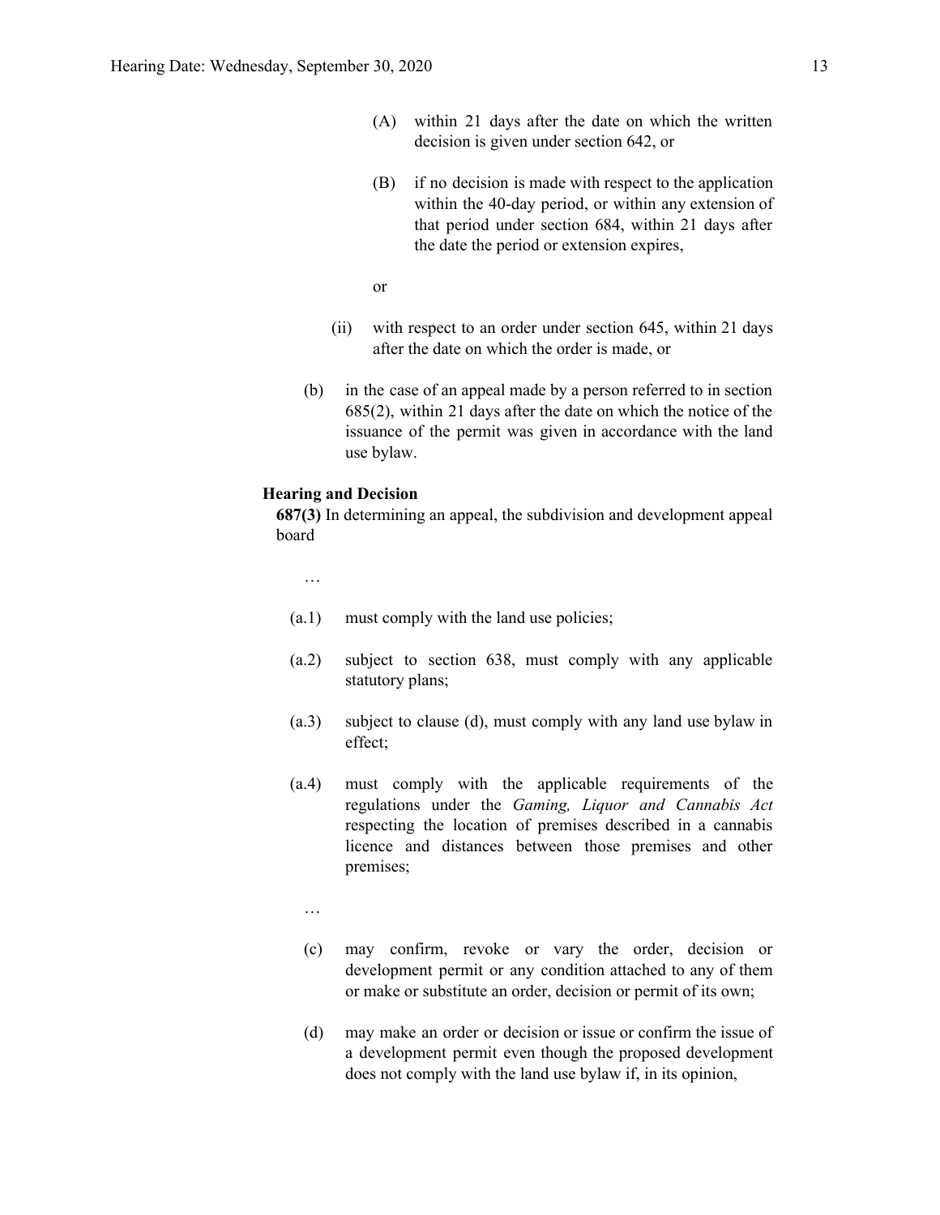(A) within 21 days after the date on which the written decision is given under section 642, or

(B) if no decision is made with respect to the application within the 40-day period, or within any extension of that period under section 684, within 21 days after the date the period or extension expires,

or

(ii) with respect to an order under section 645, within 21 days after the date on which the order is made, or

(b) in the case of an appeal made by a person referred to in section 685(2), within 21 days after the date on which the notice of the issuance of the permit was given in accordance with the land use bylaw.

**Hearing and Decision**

**687(3)** In determining an appeal, the subdivision and development appeal board

…

(a.1) must comply with the land use policies;

(a.2) subject to section 638, must comply with any applicable statutory plans;

(a.3) subject to clause (d), must comply with any land use bylaw in effect;

(a.4) must comply with the applicable requirements of the regulations under the *Gaming, Liquor and Cannabis Act* respecting the location of premises described in a cannabis licence and distances between those premises and other premises;

…

(c) may confirm, revoke or vary the order, decision or development permit or any condition attached to any of them or make or substitute an order, decision or permit of its own;

(d) may make an order or decision or issue or confirm the issue of a development permit even though the proposed development does not comply with the land use bylaw if, in its opinion,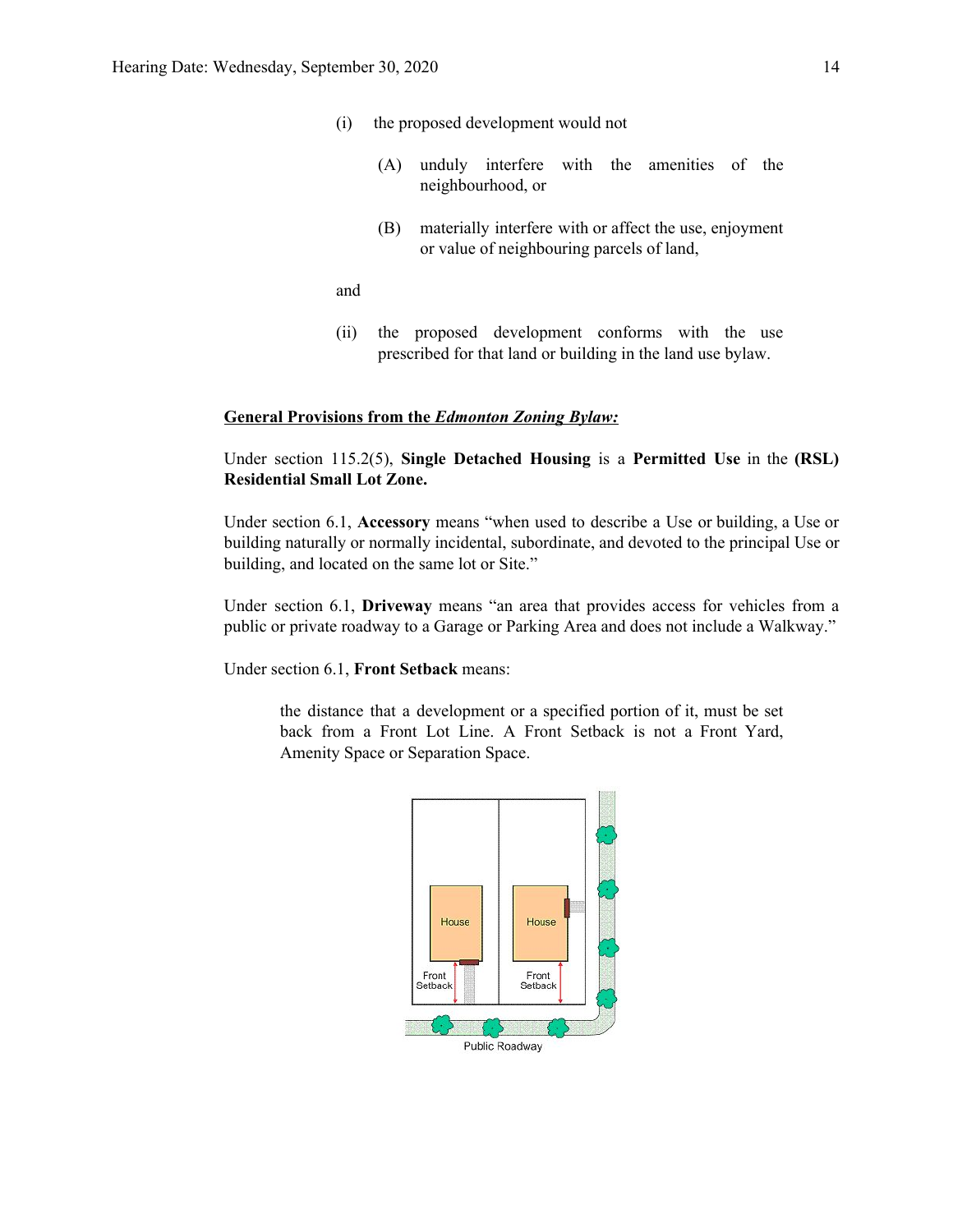(i) the proposed development would not

> (A) unduly interfere with the amenities of the neighbourhood, or
>
> (B) materially interfere with or affect the use, enjoyment or value of neighbouring parcels of land,

and

(ii) the proposed development conforms with the use prescribed for that land or building in the land use bylaw.

**General Provisions from the *Edmonton Zoning Bylaw:***

Under section 115.2(5), **Single Detached Housing** is a **Permitted Use** in the **(RSL) Residential Small Lot Zone.**

Under section 6.1, **Accessory** means "when used to describe a Use or building, a Use or building naturally or normally incidental, subordinate, and devoted to the principal Use or building, and located on the same lot or Site."

Under section 6.1, **Driveway** means "an area that provides access for vehicles from a public or private roadway to a Garage or Parking Area and does not include a Walkway."

Under section 6.1, **Front Setback** means:

> the distance that a development or a specified portion of it, must be set back from a Front Lot Line. A Front Setback is not a Front Yard, Amenity Space or Separation Space.

House | House | Front Setback | Front Setback | Public Roadway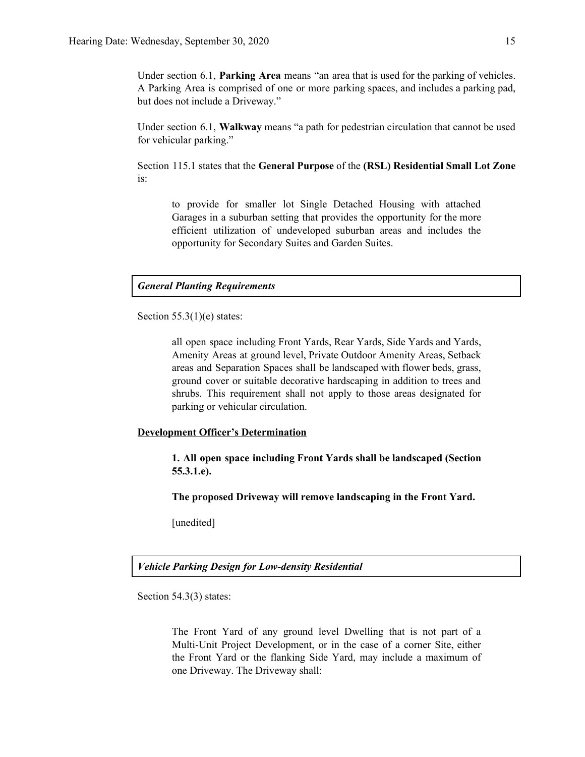Under section 6.1, **Parking Area** means "an area that is used for the parking of vehicles. A Parking Area is comprised of one or more parking spaces, and includes a parking pad, but does not include a Driveway."

Under section 6.1, **Walkway** means "a path for pedestrian circulation that cannot be used for vehicular parking."

Section 115.1 states that the **General Purpose** of the **(RSL) Residential Small Lot Zone** is:

> to provide for smaller lot Single Detached Housing with attached Garages in a suburban setting that provides the opportunity for the more efficient utilization of undeveloped suburban areas and includes the opportunity for Secondary Suites and Garden Suites.

***General Planting Requirements***

Section 55.3(1)(e) states:

> all open space including Front Yards, Rear Yards, Side Yards and Yards, Amenity Areas at ground level, Private Outdoor Amenity Areas, Setback areas and Separation Spaces shall be landscaped with flower beds, grass, ground cover or suitable decorative hardscaping in addition to trees and shrubs. This requirement shall not apply to those areas designated for parking or vehicular circulation.

**Development Officer's Determination**

> **1. All open space including Front Yards shall be landscaped (Section 55.3.1.e).**
>
> **The proposed Driveway will remove landscaping in the Front Yard.**
>
> [unedited]

***Vehicle Parking Design for Low-density Residential***

Section 54.3(3) states:

> The Front Yard of any ground level Dwelling that is not part of a Multi-Unit Project Development, or in the case of a corner Site, either the Front Yard or the flanking Side Yard, may include a maximum of one Driveway. The Driveway shall: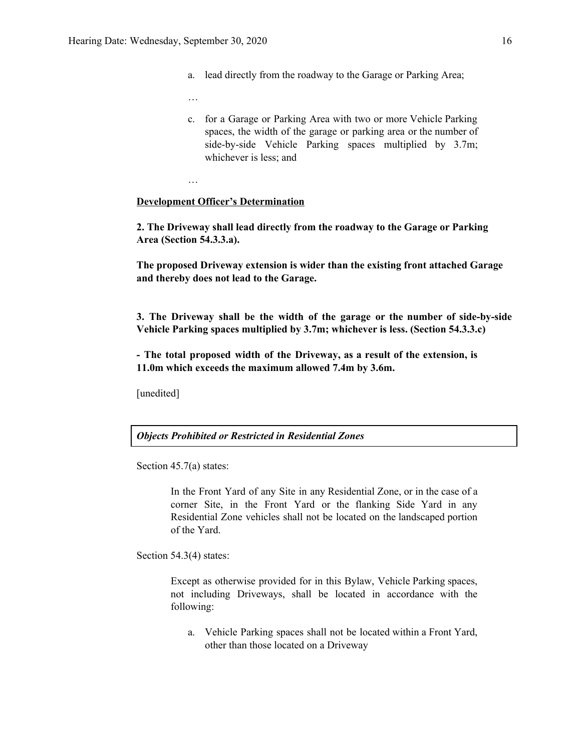a. lead directly from the roadway to the Garage or Parking Area;

…

c. for a Garage or Parking Area with two or more Vehicle Parking spaces, the width of the garage or parking area or the number of side-by-side Vehicle Parking spaces multiplied by 3.7m; whichever is less; and

…

**<u>Development Officer's Determination</u>**

**2. The Driveway shall lead directly from the roadway to the Garage or Parking Area (Section 54.3.3.a).**

**The proposed Driveway extension is wider than the existing front attached Garage and thereby does not lead to the Garage.**

**3. The Driveway shall be the width of the garage or the number of side-by-side Vehicle Parking spaces multiplied by 3.7m; whichever is less. (Section 54.3.3.c)**

**- The total proposed width of the Driveway, as a result of the extension, is 11.0m which exceeds the maximum allowed 7.4m by 3.6m.**

[unedited]

***Objects Prohibited or Restricted in Residential Zones***

Section 45.7(a) states:

> In the Front Yard of any Site in any Residential Zone, or in the case of a corner Site, in the Front Yard or the flanking Side Yard in any Residential Zone vehicles shall not be located on the landscaped portion of the Yard.

Section 54.3(4) states:

> Except as otherwise provided for in this Bylaw, Vehicle Parking spaces, not including Driveways, shall be located in accordance with the following:
>
> a. Vehicle Parking spaces shall not be located within a Front Yard, other than those located on a Driveway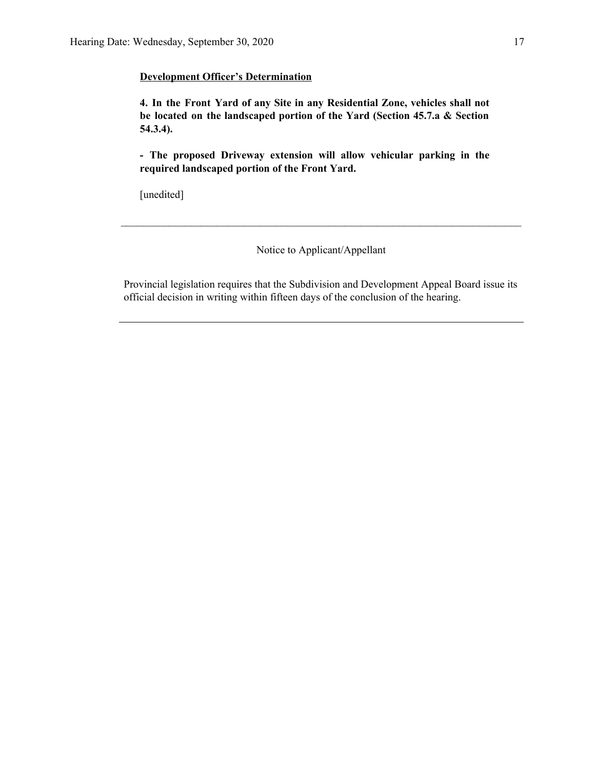**Development Officer's Determination**

**4. In the Front Yard of any Site in any Residential Zone, vehicles shall not be located on the landscaped portion of the Yard (Section 45.7.a & Section 54.3.4).**

**- The proposed Driveway extension will allow vehicular parking in the required landscaped portion of the Front Yard.**

[unedited]

---

Notice to Applicant/Appellant

Provincial legislation requires that the Subdivision and Development Appeal Board issue its official decision in writing within fifteen days of the conclusion of the hearing.

---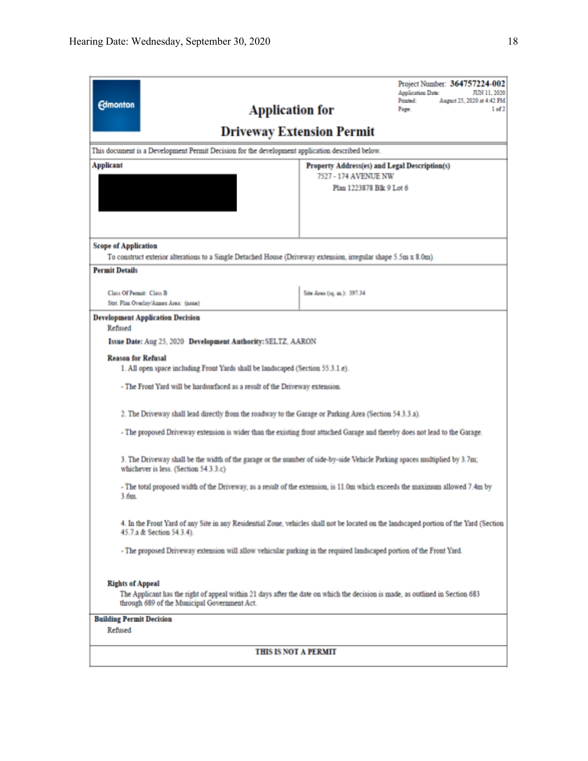Project Number: **364757224-002**
Application Date: JUN 11, 2020
Printed: August 25, 2020 at 4:42 PM
Page: 1 of 2

# Application for

# Driveway Extension Permit

This document is a Development Permit Decision for the development application described below.

| Applicant | Property Address(es) and Legal Description(s) |
|---|---|
| | 7527 - 174 AVENUE NW<br>Plan 1223878 Blk 9 Lot 6 |

**Scope of Application**

To construct exterior alterations to a Single Detached House (Driveway extension, irregular shape 5.5m x 8.0m).

**Permit Details**

| | |
|---|---|
| Class Of Permit: Class B<br>Stat. Plan Overlay/Annex Area: (none) | Site Area (sq. m.): 397.34 |

**Development Application Decision**

Refused

**Issue Date:** Aug 25, 2020 **Development Authority:** SELTZ, AARON

**Reason for Refusal**

1. All open space including Front Yards shall be landscaped (Section 55.3.1.e).

- The Front Yard will be hardsurfaced as a result of the Driveway extension.

2. The Driveway shall lead directly from the roadway to the Garage or Parking Area (Section 54.3.3.a).

- The proposed Driveway extension is wider than the existing front attached Garage and thereby does not lead to the Garage.

3. The Driveway shall be the width of the garage or the number of side-by-side Vehicle Parking spaces multiplied by 3.7m; whichever is less. (Section 54.3.3.c)

- The total proposed width of the Driveway, as a result of the extension, is 11.0m which exceeds the maximum allowed 7.4m by 3.6m.

4. In the Front Yard of any Site in any Residential Zone, vehicles shall not be located on the landscaped portion of the Yard (Section 45.7.a & Section 54.3.4).

- The proposed Driveway extension will allow vehicular parking in the required landscaped portion of the Front Yard.

**Rights of Appeal**

The Applicant has the right of appeal within 21 days after the date on which the decision is made, as outlined in Section 683 through 689 of the Municipal Government Act.

**Building Permit Decision**

Refused

**THIS IS NOT A PERMIT**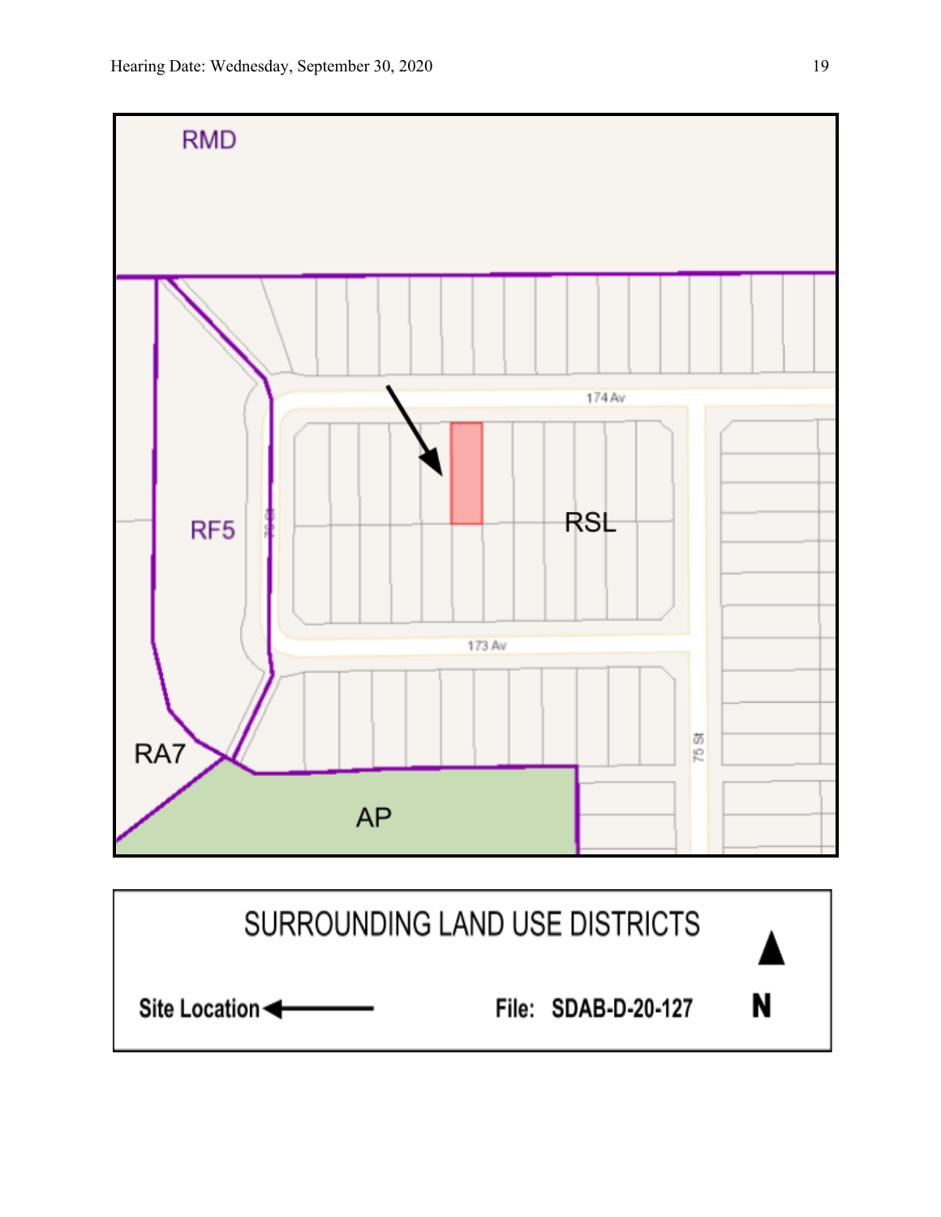RMD

174 Av

RF5

75 St

RSL

173 Av

RA7

75 St

AP

SURROUNDING LAND USE DISTRICTS

Site Location ←

File: SDAB-D-20-127

N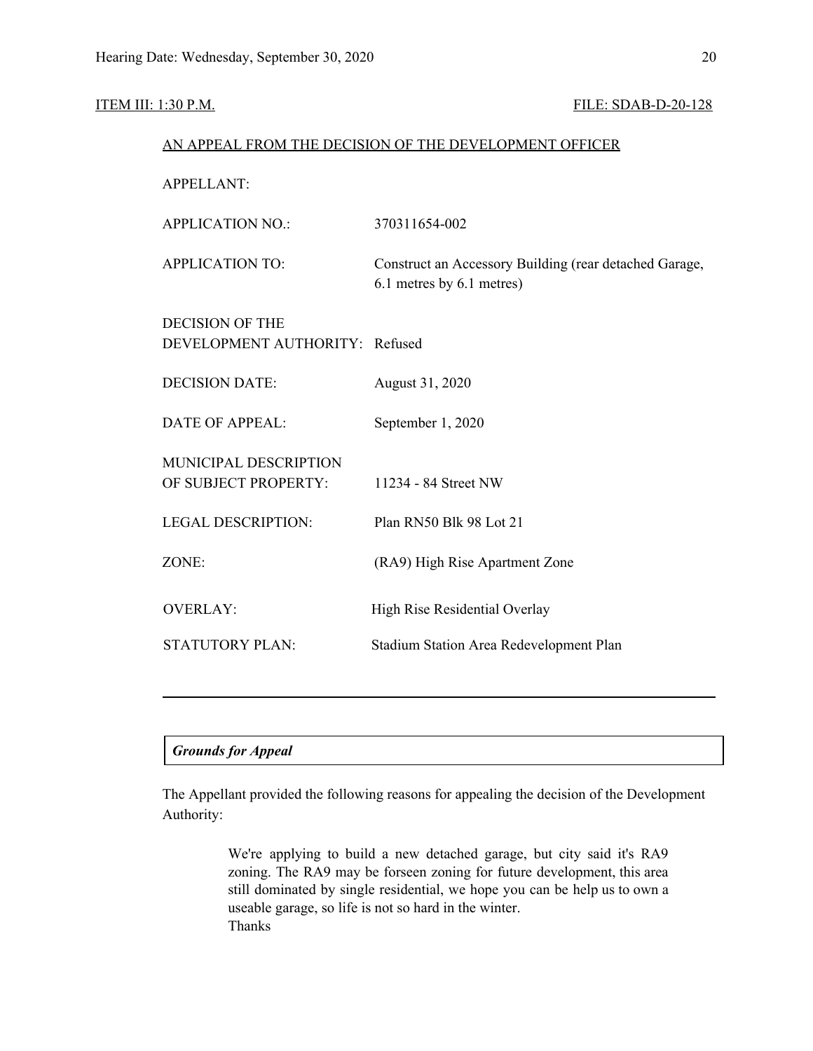ITEM III: 1:30 P.M. FILE: SDAB-D-20-128

AN APPEAL FROM THE DECISION OF THE DEVELOPMENT OFFICER

| | |
|---|---|
| APPELLANT: | |
| APPLICATION NO.: | 370311654-002 |
| APPLICATION TO: | Construct an Accessory Building (rear detached Garage, 6.1 metres by 6.1 metres) |
| DECISION OF THE DEVELOPMENT AUTHORITY: | Refused |
| DECISION DATE: | August 31, 2020 |
| DATE OF APPEAL: | September 1, 2020 |
| MUNICIPAL DESCRIPTION OF SUBJECT PROPERTY: | 11234 - 84 Street NW |
| LEGAL DESCRIPTION: | Plan RN50 Blk 98 Lot 21 |
| ZONE: | (RA9) High Rise Apartment Zone |
| OVERLAY: | High Rise Residential Overlay |
| STATUTORY PLAN: | Stadium Station Area Redevelopment Plan |

---

***Grounds for Appeal***

The Appellant provided the following reasons for appealing the decision of the Development Authority:

> We're applying to build a new detached garage, but city said it's RA9 zoning. The RA9 may be forseen zoning for future development, this area still dominated by single residential, we hope you can be help us to own a useable garage, so life is not so hard in the winter.
> Thanks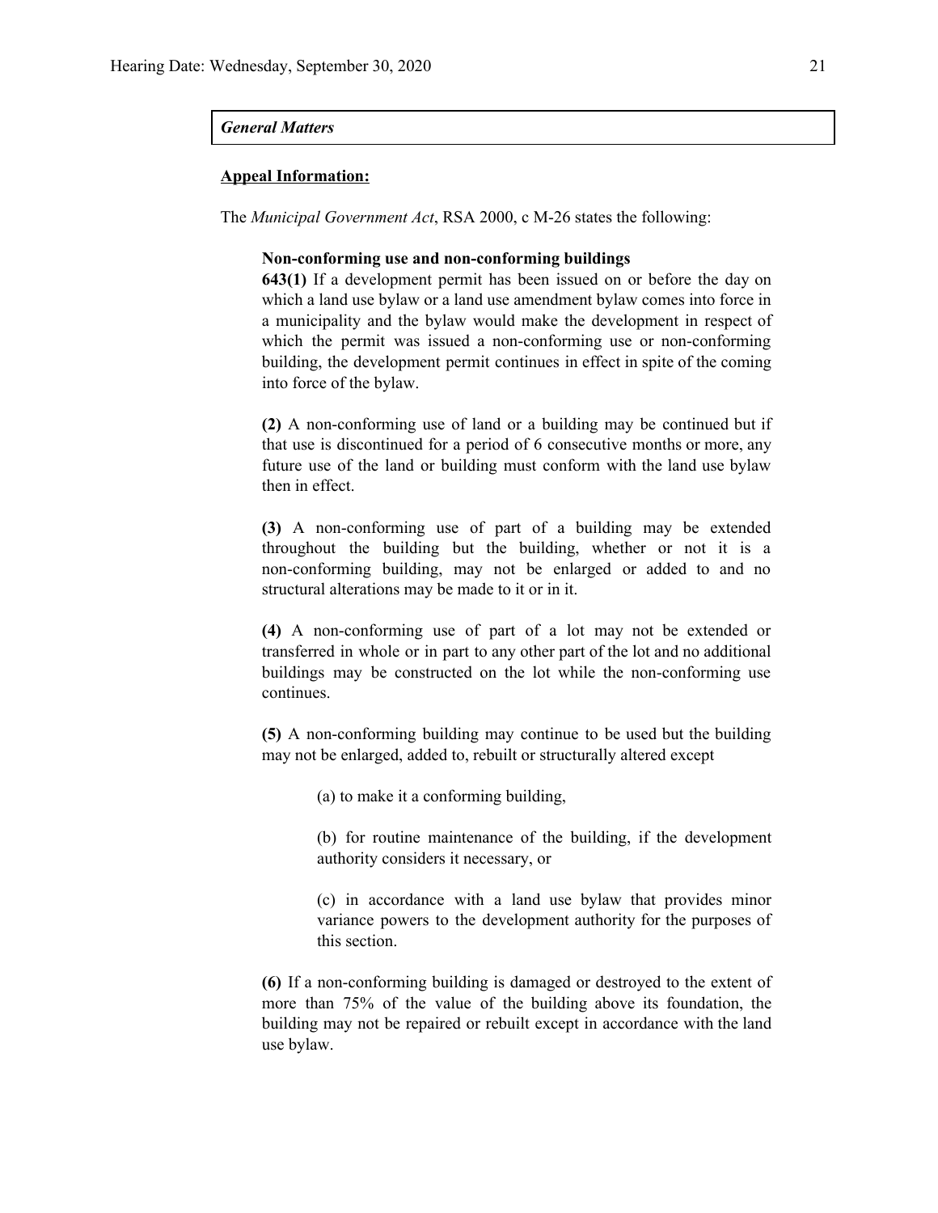***General Matters***

**Appeal Information:**

The *Municipal Government Act*, RSA 2000, c M-26 states the following:

> **Non-conforming use and non-conforming buildings**
> **643(1)** If a development permit has been issued on or before the day on which a land use bylaw or a land use amendment bylaw comes into force in a municipality and the bylaw would make the development in respect of which the permit was issued a non-conforming use or non-conforming building, the development permit continues in effect in spite of the coming into force of the bylaw.
>
> **(2)** A non-conforming use of land or a building may be continued but if that use is discontinued for a period of 6 consecutive months or more, any future use of the land or building must conform with the land use bylaw then in effect.
>
> **(3)** A non-conforming use of part of a building may be extended throughout the building but the building, whether or not it is a non-conforming building, may not be enlarged or added to and no structural alterations may be made to it or in it.
>
> **(4)** A non-conforming use of part of a lot may not be extended or transferred in whole or in part to any other part of the lot and no additional buildings may be constructed on the lot while the non-conforming use continues.
>
> **(5)** A non-conforming building may continue to be used but the building may not be enlarged, added to, rebuilt or structurally altered except
>
> > (a) to make it a conforming building,
> >
> > (b) for routine maintenance of the building, if the development authority considers it necessary, or
> >
> > (c) in accordance with a land use bylaw that provides minor variance powers to the development authority for the purposes of this section.
>
> **(6)** If a non-conforming building is damaged or destroyed to the extent of more than 75% of the value of the building above its foundation, the building may not be repaired or rebuilt except in accordance with the land use bylaw.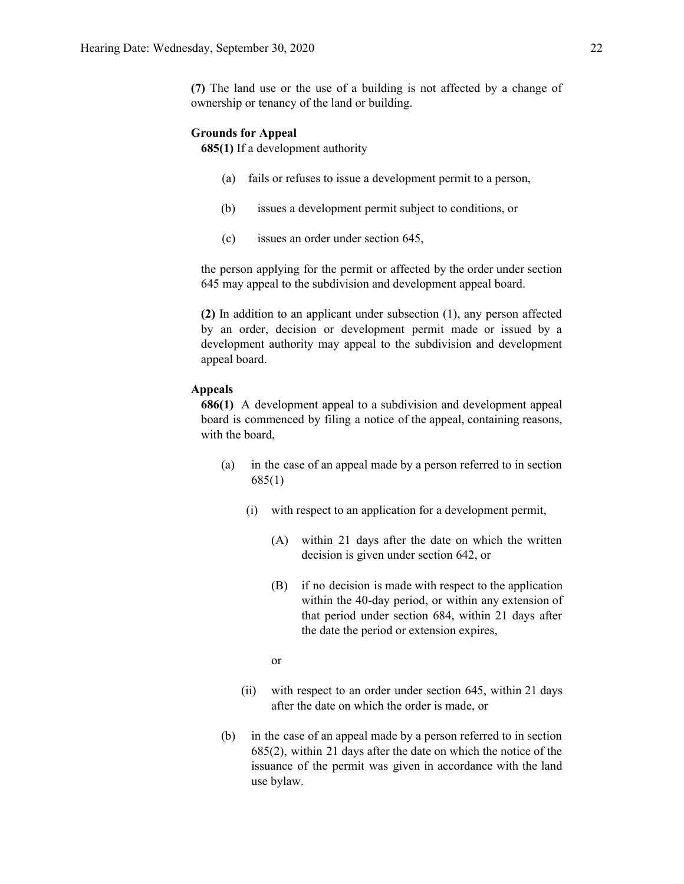**(7)** The land use or the use of a building is not affected by a change of ownership or tenancy of the land or building.

**Grounds for Appeal**

**685(1)** If a development authority

(a) fails or refuses to issue a development permit to a person,

(b) issues a development permit subject to conditions, or

(c) issues an order under section 645,

the person applying for the permit or affected by the order under section 645 may appeal to the subdivision and development appeal board.

**(2)** In addition to an applicant under subsection (1), any person affected by an order, decision or development permit made or issued by a development authority may appeal to the subdivision and development appeal board.

**Appeals**

**686(1)** A development appeal to a subdivision and development appeal board is commenced by filing a notice of the appeal, containing reasons, with the board,

(a) in the case of an appeal made by a person referred to in section 685(1)

(i) with respect to an application for a development permit,

(A) within 21 days after the date on which the written decision is given under section 642, or

(B) if no decision is made with respect to the application within the 40-day period, or within any extension of that period under section 684, within 21 days after the date the period or extension expires,

or

(ii) with respect to an order under section 645, within 21 days after the date on which the order is made, or

(b) in the case of an appeal made by a person referred to in section 685(2), within 21 days after the date on which the notice of the issuance of the permit was given in accordance with the land use bylaw.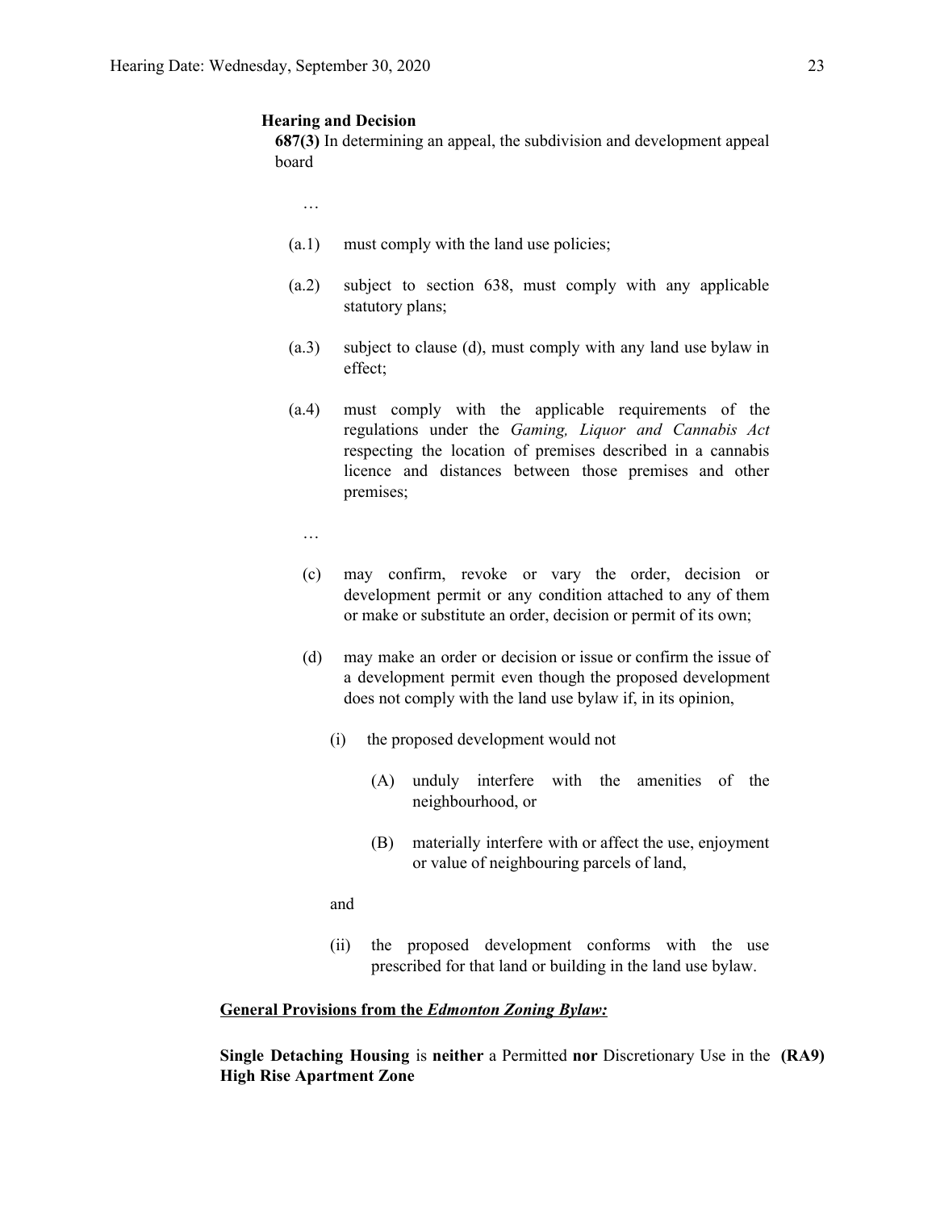**Hearing and Decision**

**687(3)** In determining an appeal, the subdivision and development appeal board

…

(a.1) must comply with the land use policies;

(a.2) subject to section 638, must comply with any applicable statutory plans;

(a.3) subject to clause (d), must comply with any land use bylaw in effect;

(a.4) must comply with the applicable requirements of the regulations under the *Gaming, Liquor and Cannabis Act* respecting the location of premises described in a cannabis licence and distances between those premises and other premises;

…

(c) may confirm, revoke or vary the order, decision or development permit or any condition attached to any of them or make or substitute an order, decision or permit of its own;

(d) may make an order or decision or issue or confirm the issue of a development permit even though the proposed development does not comply with the land use bylaw if, in its opinion,

(i) the proposed development would not

(A) unduly interfere with the amenities of the neighbourhood, or

(B) materially interfere with or affect the use, enjoyment or value of neighbouring parcels of land,

and

(ii) the proposed development conforms with the use prescribed for that land or building in the land use bylaw.

**General Provisions from the *Edmonton Zoning Bylaw:***

**Single Detaching Housing** is **neither** a Permitted **nor** Discretionary Use in the **(RA9) High Rise Apartment Zone**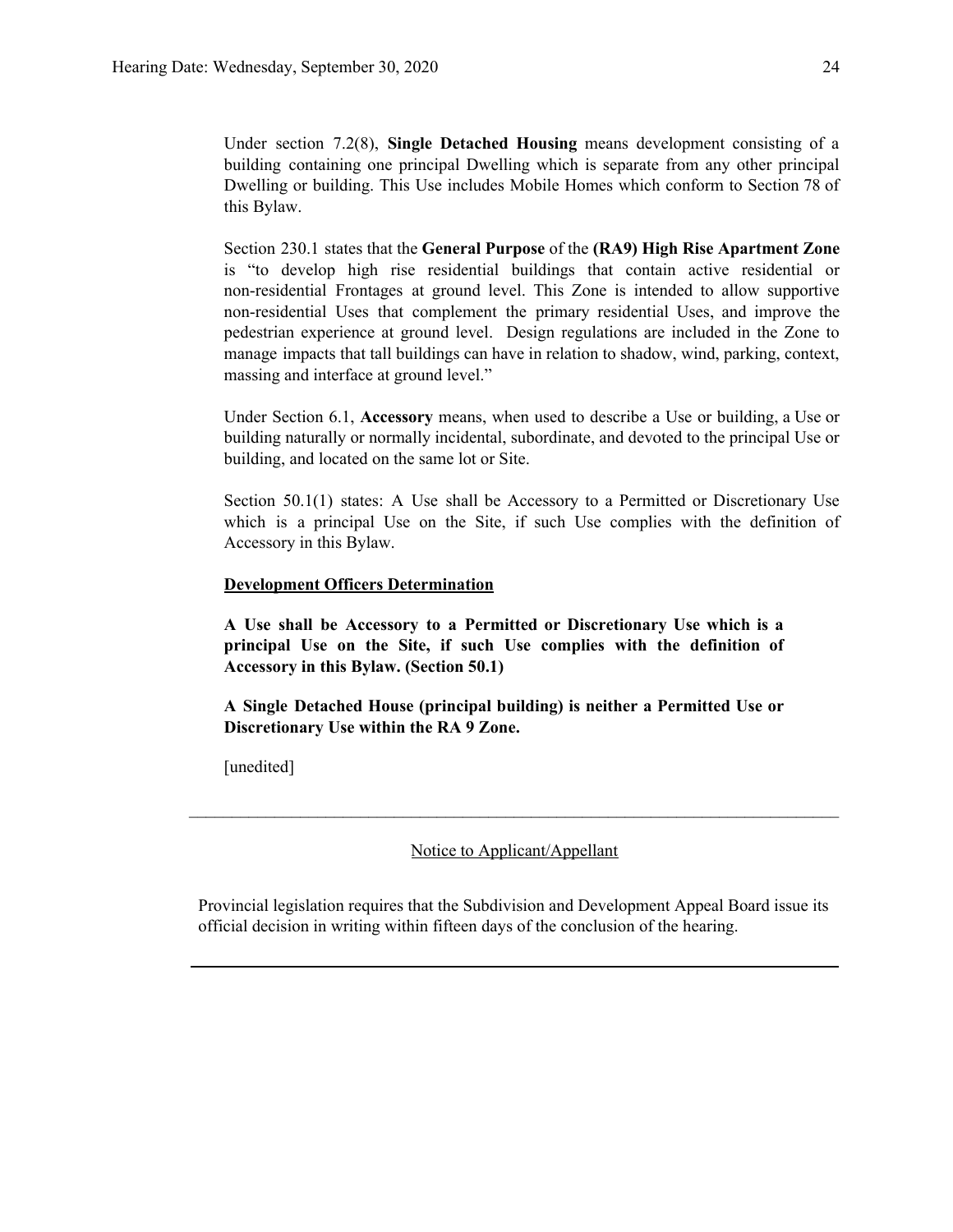Under section 7.2(8), **Single Detached Housing** means development consisting of a building containing one principal Dwelling which is separate from any other principal Dwelling or building. This Use includes Mobile Homes which conform to Section 78 of this Bylaw.

Section 230.1 states that the **General Purpose** of the **(RA9) High Rise Apartment Zone** is "to develop high rise residential buildings that contain active residential or non-residential Frontages at ground level. This Zone is intended to allow supportive non-residential Uses that complement the primary residential Uses, and improve the pedestrian experience at ground level. Design regulations are included in the Zone to manage impacts that tall buildings can have in relation to shadow, wind, parking, context, massing and interface at ground level."

Under Section 6.1, **Accessory** means, when used to describe a Use or building, a Use or building naturally or normally incidental, subordinate, and devoted to the principal Use or building, and located on the same lot or Site.

Section 50.1(1) states: A Use shall be Accessory to a Permitted or Discretionary Use which is a principal Use on the Site, if such Use complies with the definition of Accessory in this Bylaw.

**Development Officers Determination**

**A Use shall be Accessory to a Permitted or Discretionary Use which is a principal Use on the Site, if such Use complies with the definition of Accessory in this Bylaw. (Section 50.1)**

**A Single Detached House (principal building) is neither a Permitted Use or Discretionary Use within the RA 9 Zone.**

[unedited]

---

Notice to Applicant/Appellant

Provincial legislation requires that the Subdivision and Development Appeal Board issue its official decision in writing within fifteen days of the conclusion of the hearing.

---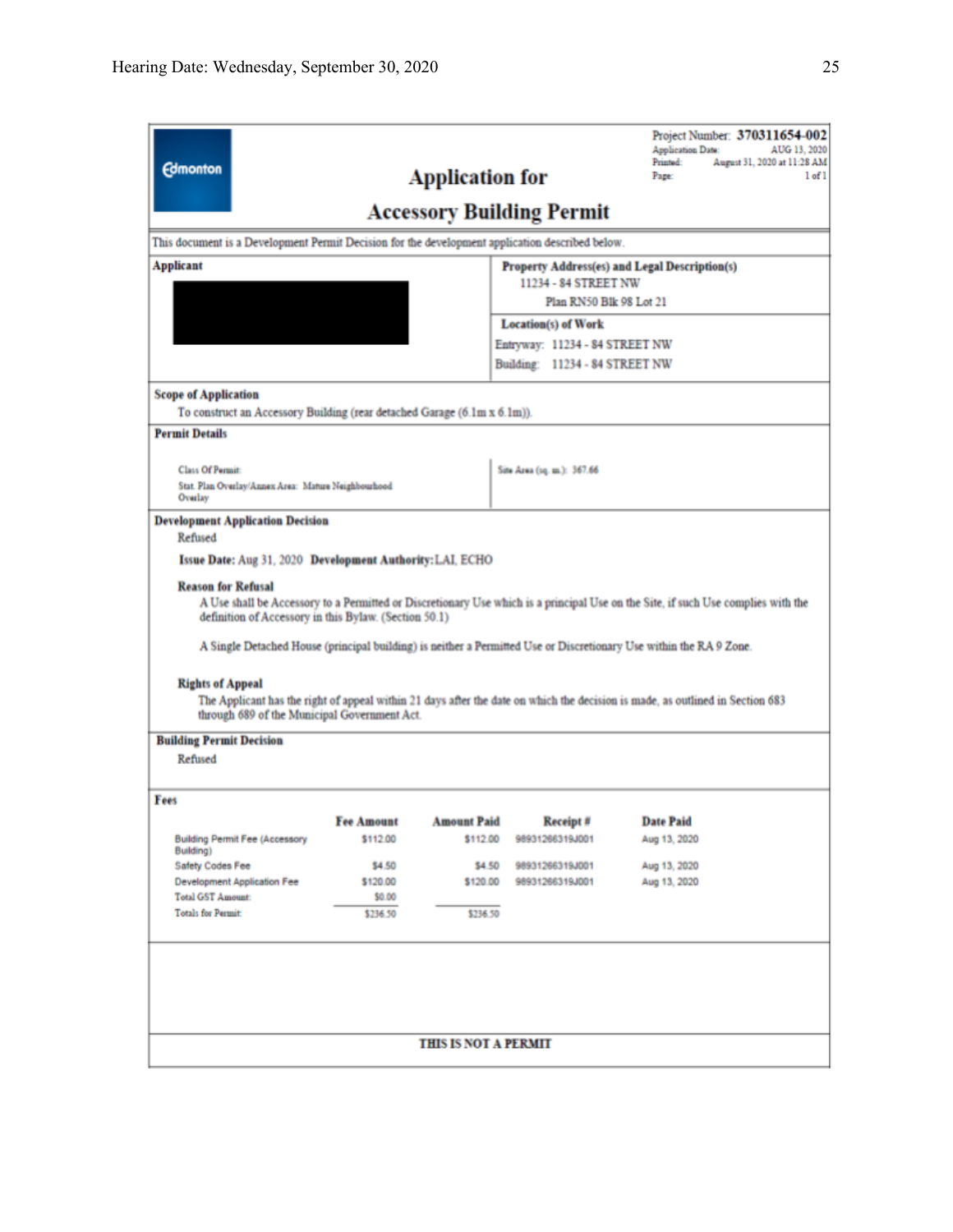Edmonton

# Application for Accessory Building Permit

Project Number: **370311654-002**
Application Date: AUG 13, 2020
Printed: August 31, 2020 at 11:28 AM
Page: 1 of 1

This document is a Development Permit Decision for the development application described below.

**Applicant**

**Property Address(es) and Legal Description(s)**
11234 - 84 STREET NW
Plan RN50 Blk 98 Lot 21

**Location(s) of Work**
Entryway: 11234 - 84 STREET NW
Building: 11234 - 84 STREET NW

**Scope of Application**
To construct an Accessory Building (rear detached Garage (6.1m x 6.1m)).

**Permit Details**

Class Of Permit:
Stat. Plan Overlay/Annex Area: Mature Neighbourhood Overlay

Site Area (sq. m.): 367.66

**Development Application Decision**
Refused

**Issue Date:** Aug 31, 2020 **Development Authority:** LAI, ECHO

**Reason for Refusal**

A Use shall be Accessory to a Permitted or Discretionary Use which is a principal Use on the Site, if such Use complies with the definition of Accessory in this Bylaw. (Section 50.1)

A Single Detached House (principal building) is neither a Permitted Use or Discretionary Use within the RA 9 Zone.

**Rights of Appeal**

The Applicant has the right of appeal within 21 days after the date on which the decision is made, as outlined in Section 683 through 689 of the Municipal Government Act.

**Building Permit Decision**
Refused

**Fees**

| | Fee Amount | Amount Paid | Receipt # | Date Paid |
|---|---|---|---|---|
| Building Permit Fee (Accessory Building) | $112.00 | $112.00 | 98931266319J001 | Aug 13, 2020 |
| Safety Codes Fee | $4.50 | $4.50 | 98931266319J001 | Aug 13, 2020 |
| Development Application Fee | $120.00 | $120.00 | 98931266319J001 | Aug 13, 2020 |
| Total GST Amount: | $0.00 | | | |
| Totals for Permit: | $236.50 | $236.50 | | |

**THIS IS NOT A PERMIT**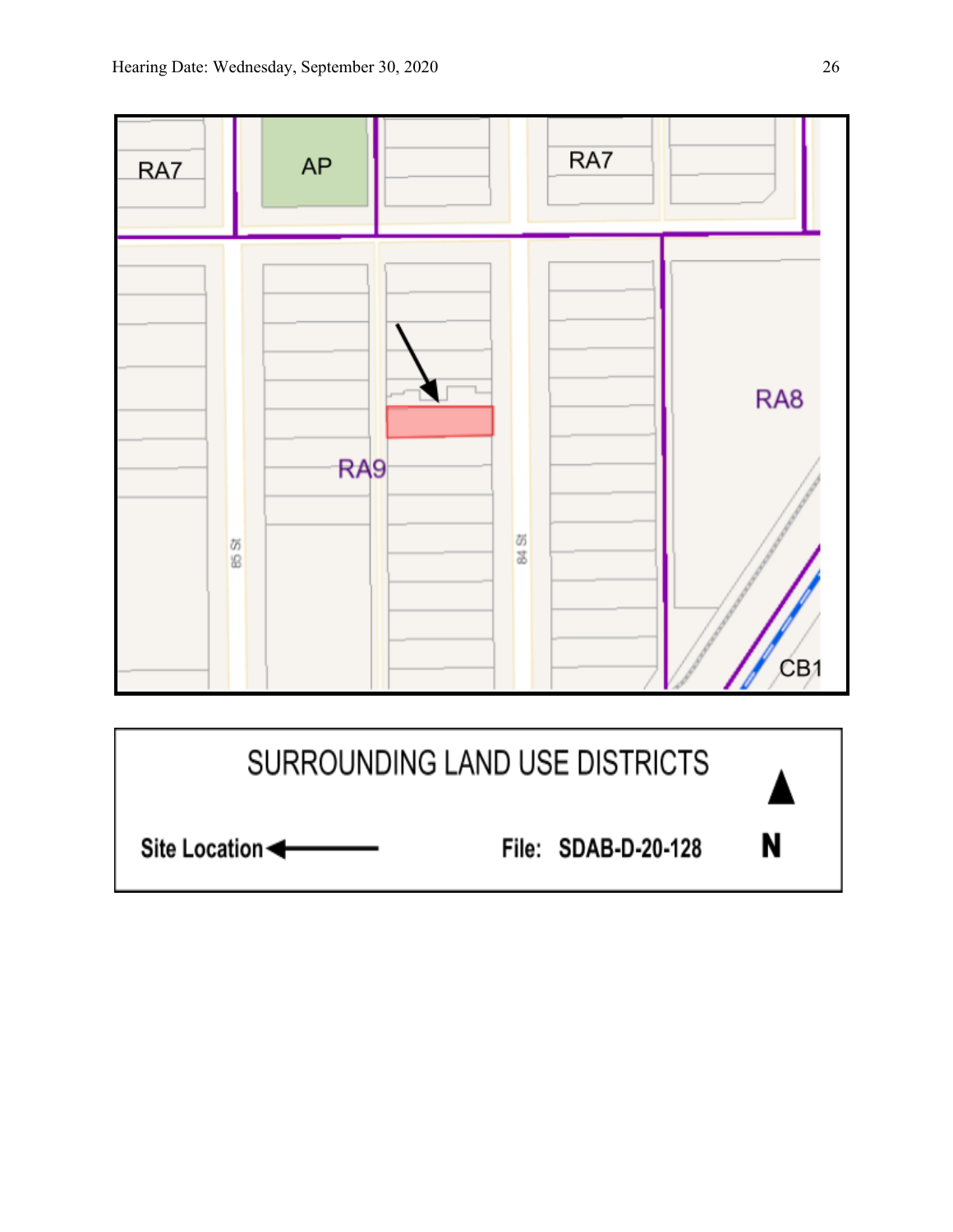RA7

AP

RA7

RA8

RA9

85 St

84 St

CB1

SURROUNDING LAND USE DISTRICTS

Site Location

File: SDAB-D-20-128

N